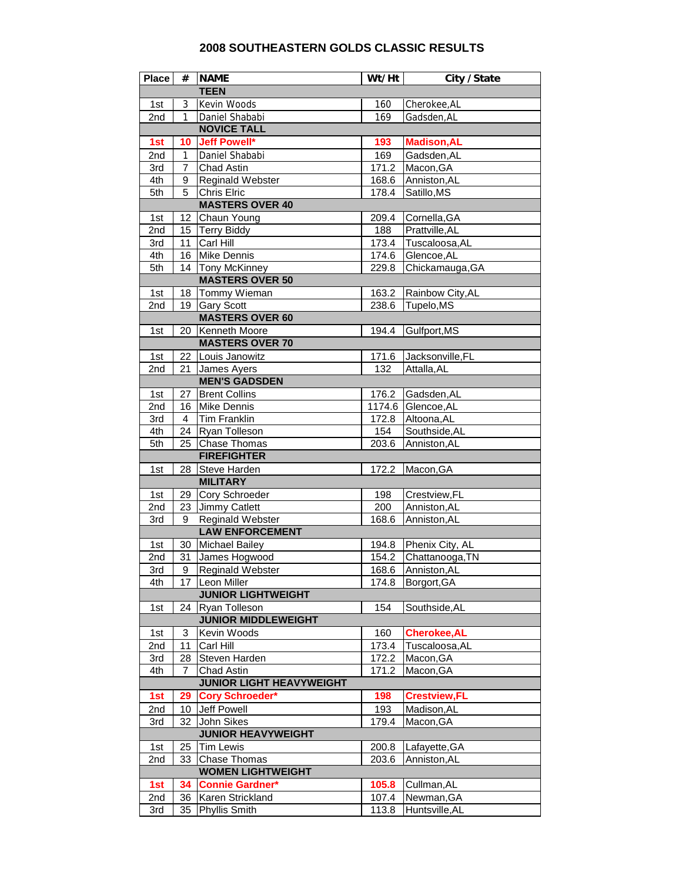# 2008 SOUTHEASTERN GOLDS CLASSIC RESULTS

| Place | # | NAME | Wt/ Ht | City / State |
|---|---|---|---|---|
| | | **TEEN** | | |
| 1st | 3 | Kevin Woods | 160 | Cherokee,AL |
| 2nd | 1 | Daniel Shababi | 169 | Gadsden,AL |
| | | **NOVICE TALL** | | |
| **1st** | **10** | **Jeff Powell*** | **193** | **Madison,AL** |
| 2nd | 1 | Daniel Shababi | 169 | Gadsden,AL |
| 3rd | 7 | Chad Astin | 171.2 | Macon,GA |
| 4th | 9 | Reginald Webster | 168.6 | Anniston,AL |
| 5th | 5 | Chris Elric | 178.4 | Satillo,MS |
| | | **MASTERS OVER 40** | | |
| 1st | 12 | Chaun Young | 209.4 | Cornella,GA |
| 2nd | 15 | Terry Biddy | 188 | Prattville,AL |
| 3rd | 11 | Carl Hill | 173.4 | Tuscaloosa,AL |
| 4th | 16 | Mike Dennis | 174.6 | Glencoe,AL |
| 5th | 14 | Tony McKinney | 229.8 | Chickamauga,GA |
| | | **MASTERS OVER 50** | | |
| 1st | 18 | Tommy Wieman | 163.2 | Rainbow City,AL |
| 2nd | 19 | Gary Scott | 238.6 | Tupelo,MS |
| | | **MASTERS OVER 60** | | |
| 1st | 20 | Kenneth Moore | 194.4 | Gulfport,MS |
| | | **MASTERS OVER 70** | | |
| 1st | 22 | Louis Janowitz | 171.6 | Jacksonville,FL |
| 2nd | 21 | James Ayers | 132 | Attala,AL |
| | | **MEN'S GADSDEN** | | |
| 1st | 27 | Brent Collins | 176.2 | Gadsden,AL |
| 2nd | 16 | Mike Dennis | 1174.6 | Glencoe,AL |
| 3rd | 4 | Tim Franklin | 172.8 | Altoona,AL |
| 4th | 24 | Ryan Tolleson | 154 | Southside,AL |
| 5th | 25 | Chase Thomas | 203.6 | Anniston,AL |
| | | **FIREFIGHTER** | | |
| 1st | 28 | Steve Harden | 172.2 | Macon,GA |
| | | **MILITARY** | | |
| 1st | 29 | Cory Schroeder | 198 | Crestview,FL |
| 2nd | 23 | Jimmy Catlett | 200 | Anniston,AL |
| 3rd | 9 | Reginald Webster | 168.6 | Anniston,AL |
| | | **LAW ENFORCEMENT** | | |
| 1st | 30 | Michael Bailey | 194.8 | Phenix City, AL |
| 2nd | 31 | James Hogwood | 154.2 | Chattanooga,TN |
| 3rd | 9 | Reginald Webster | 168.6 | Anniston,AL |
| 4th | 17 | Leon Miller | 174.8 | Borgort,GA |
| | | **JUNIOR LIGHTWEIGHT** | | |
| 1st | 24 | Ryan Tolleson | 154 | Southside,AL |
| | | **JUNIOR MIDDLEWEIGHT** | | |
| 1st | 3 | Kevin Woods | 160 | **Cherokee,AL** |
| 2nd | 11 | Carl Hill | 173.4 | Tuscaloosa,AL |
| 3rd | 28 | Steven Harden | 172.2 | Macon,GA |
| 4th | 7 | Chad Astin | 171.2 | Macon,GA |
| | | **JUNIOR LIGHT HEAVYWEIGHT** | | |
| **1st** | **29** | **Cory Schroeder*** | **198** | **Crestview,FL** |
| 2nd | 10 | Jeff Powell | 193 | Madison,AL |
| 3rd | 32 | John Sikes | 179.4 | Macon,GA |
| | | **JUNIOR HEAVYWEIGHT** | | |
| 1st | 25 | Tim Lewis | 200.8 | Lafayette,GA |
| 2nd | 33 | Chase Thomas | 203.6 | Anniston,AL |
| | | **WOMEN LIGHTWEIGHT** | | |
| **1st** | **34** | **Connie Gardner*** | **105.8** | Cullman,AL |
| 2nd | 36 | Karen Strickland | 107.4 | Newman,GA |
| 3rd | 35 | Phyllis Smith | 113.8 | Huntsville,AL |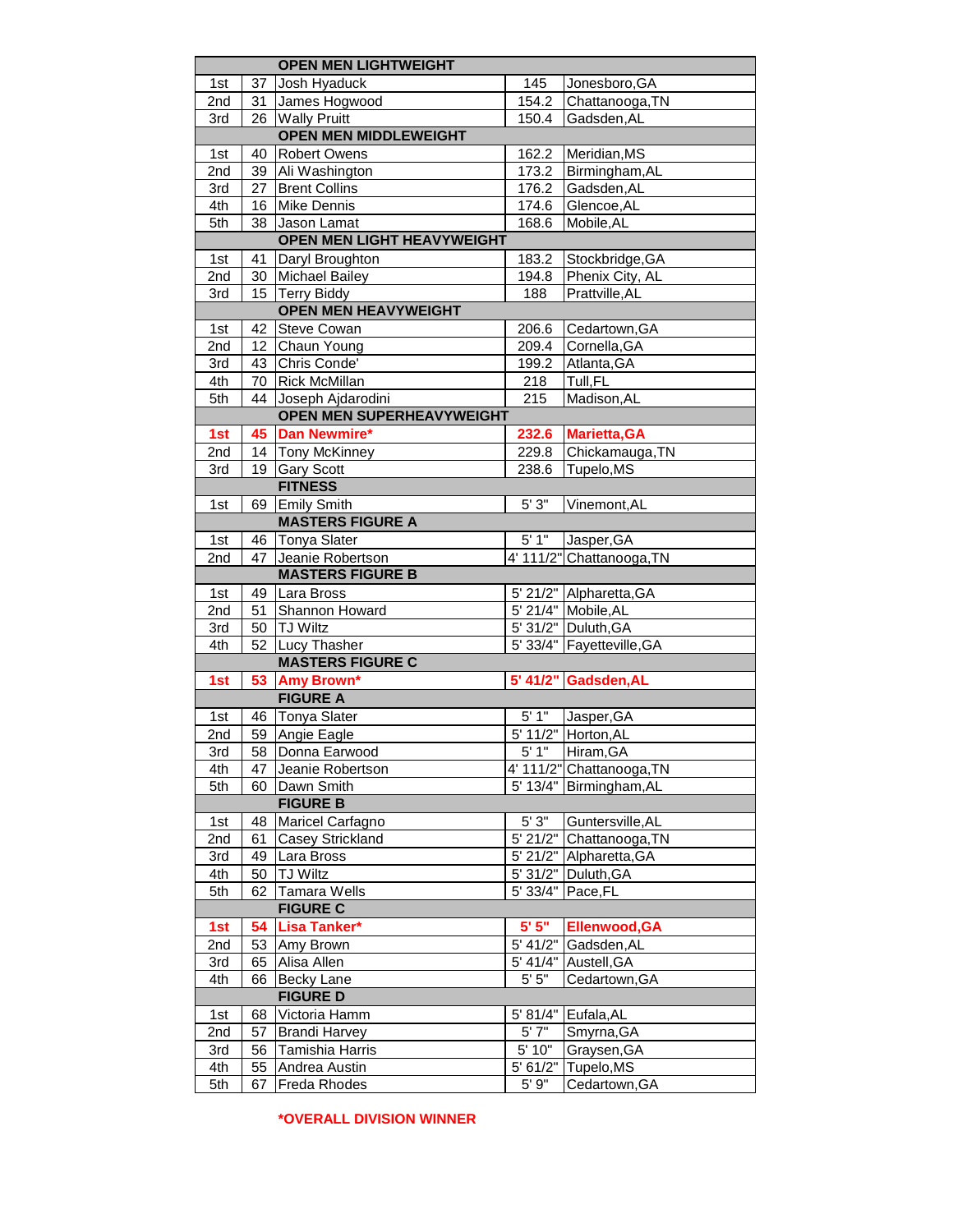| | | OPEN MEN LIGHTWEIGHT | | |
|---|---|---|---|---|
| 1st | 37 | Josh Hyaduck | 145 | Jonesboro,GA |
| 2nd | 31 | James Hogwood | 154.2 | Chattanooga,TN |
| 3rd | 26 | Wally Pruitt | 150.4 | Gadsden,AL |
| | | **OPEN MEN MIDDLEWEIGHT** | | |
| 1st | 40 | Robert Owens | 162.2 | Meridian,MS |
| 2nd | 39 | Ali Washington | 173.2 | Birmingham,AL |
| 3rd | 27 | Brent Collins | 176.2 | Gadsden,AL |
| 4th | 16 | Mike Dennis | 174.6 | Glencoe,AL |
| 5th | 38 | Jason Lamat | 168.6 | Mobile,AL |
| | | **OPEN MEN LIGHT HEAVYWEIGHT** | | |
| 1st | 41 | Daryl Broughton | 183.2 | Stockbridge,GA |
| 2nd | 30 | Michael Bailey | 194.8 | Phenix City, AL |
| 3rd | 15 | Terry Biddy | 188 | Prattville,AL |
| | | **OPEN MEN HEAVYWEIGHT** | | |
| 1st | 42 | Steve Cowan | 206.6 | Cedartown,GA |
| 2nd | 12 | Chaun Young | 209.4 | Cornella,GA |
| 3rd | 43 | Chris Conde' | 199.2 | Atlanta,GA |
| 4th | 70 | Rick McMillan | 218 | Tull,FL |
| 5th | 44 | Joseph Ajdarodini | 215 | Madison,AL |
| | | **OPEN MEN SUPERHEAVYWEIGHT** | | |
| **1st** | **45** | **Dan Newmire*** | **232.6** | **Marietta,GA** |
| 2nd | 14 | Tony McKinney | 229.8 | Chickamauga,TN |
| 3rd | 19 | Gary Scott | 238.6 | Tupelo,MS |
| | | **FITNESS** | | |
| 1st | 69 | Emily Smith | 5' 3" | Vinemont,AL |
| | | **MASTERS FIGURE A** | | |
| 1st | 46 | Tonya Slater | 5' 1" | Jasper,GA |
| 2nd | 47 | Jeanie Robertson | 4' 111/2" | Chattanooga,TN |
| | | **MASTERS FIGURE B** | | |
| 1st | 49 | Lara Bross | 5' 21/2" | Alpharetta,GA |
| 2nd | 51 | Shannon Howard | 5' 21/4" | Mobile,AL |
| 3rd | 50 | TJ Wiltz | 5' 31/2" | Duluth,GA |
| 4th | 52 | Lucy Thasher | 5' 33/4" | Fayetteville,GA |
| | | **MASTERS FIGURE C** | | |
| **1st** | **53** | **Amy Brown*** | **5' 41/2"** | **Gadsden,AL** |
| | | **FIGURE A** | | |
| 1st | 46 | Tonya Slater | 5' 1" | Jasper,GA |
| 2nd | 59 | Angie Eagle | 5' 11/2" | Horton,AL |
| 3rd | 58 | Donna Earwood | 5' 1" | Hiram,GA |
| 4th | 47 | Jeanie Robertson | 4' 111/2" | Chattanooga,TN |
| 5th | 60 | Dawn Smith | 5' 13/4" | Birmingham,AL |
| | | **FIGURE B** | | |
| 1st | 48 | Maricel Carfagno | 5' 3" | Guntersville,AL |
| 2nd | 61 | Casey Strickland | 5' 21/2" | Chattanooga,TN |
| 3rd | 49 | Lara Bross | 5' 21/2" | Alpharetta,GA |
| 4th | 50 | TJ Wiltz | 5' 31/2" | Duluth,GA |
| 5th | 62 | Tamara Wells | 5' 33/4" | Pace,FL |
| | | **FIGURE C** | | |
| **1st** | **54** | **Lisa Tanker*** | **5' 5"** | **Ellenwood,GA** |
| 2nd | 53 | Amy Brown | 5' 41/2" | Gadsden,AL |
| 3rd | 65 | Alisa Allen | 5' 41/4" | Austell,GA |
| 4th | 66 | Becky Lane | 5' 5" | Cedartown,GA |
| | | **FIGURE D** | | |
| 1st | 68 | Victoria Hamm | 5' 81/4" | Eufala,AL |
| 2nd | 57 | Brandi Harvey | 5' 7" | Smyrna,GA |
| 3rd | 56 | Tamishia Harris | 5' 10" | Graysen,GA |
| 4th | 55 | Andrea Austin | 5' 61/2" | Tupelo,MS |
| 5th | 67 | Freda Rhodes | 5' 9" | Cedartown,GA |

**\*OVERALL DIVISION WINNER**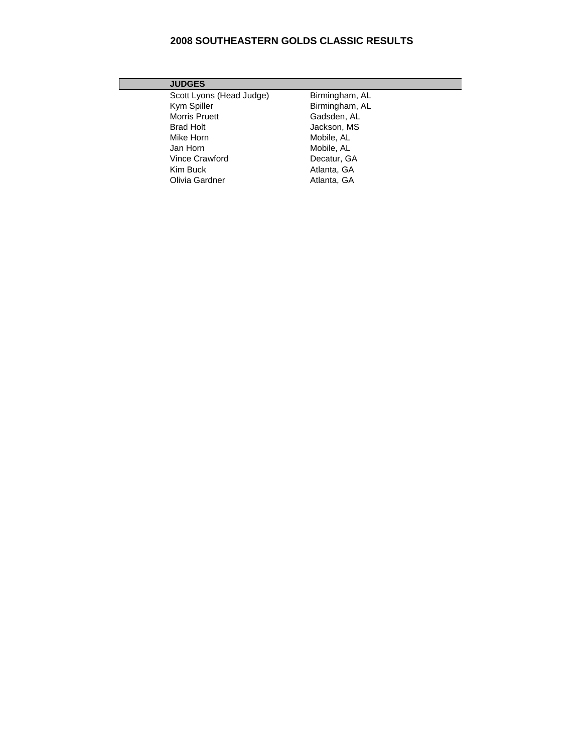# 2008 SOUTHEASTERN GOLDS CLASSIC RESULTS

| JUDGES | |
|---|---|
| Scott Lyons (Head Judge) | Birmingham, AL |
| Kym Spiller | Birmingham, AL |
| Morris Pruett | Gadsden, AL |
| Brad Holt | Jackson, MS |
| Mike Horn | Mobile, AL |
| Jan Horn | Mobile, AL |
| Vince Crawford | Decatur, GA |
| Kim Buck | Atlanta, GA |
| Olivia Gardner | Atlanta, GA |